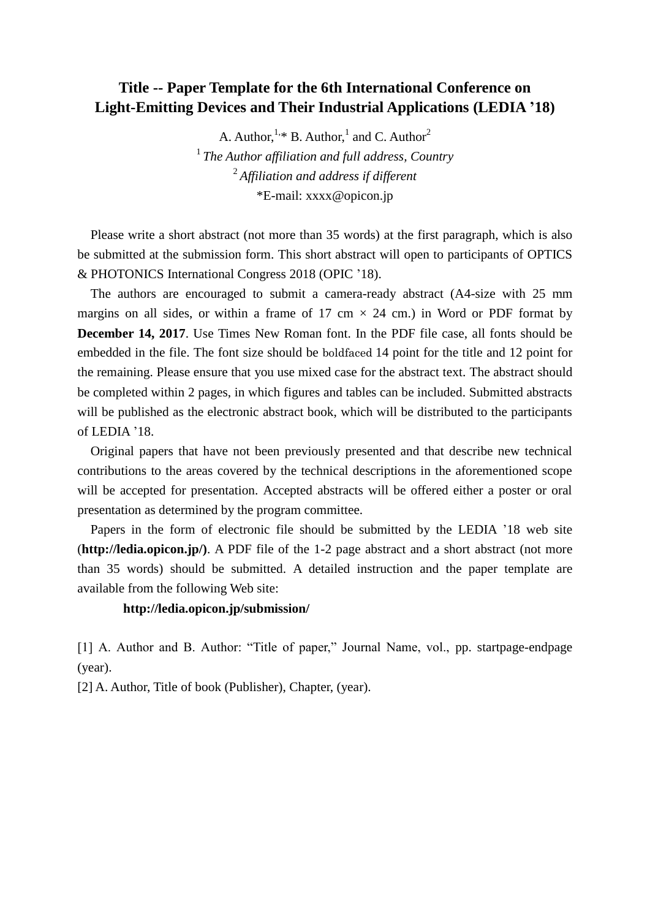# Title -- Paper Template for the 6th International Conference on Light-Emitting Devices and Their Industrial Applications (LEDIA '18)

A. Author,[1,*] B. Author,[1] and C. Author[2]

[1] *The Author affiliation and full address, Country*

[2] *Affiliation and address if different*

*E-mail: xxxx@opicon.jp

Please write a short abstract (not more than 35 words) at the first paragraph, which is also be submitted at the submission form. This short abstract will open to participants of OPTICS & PHOTONICS International Congress 2018 (OPIC '18).

The authors are encouraged to submit a camera-ready abstract (A4-size with 25 mm margins on all sides, or within a frame of 17 cm × 24 cm.) in Word or PDF format by **December 14, 2017**. Use Times New Roman font. In the PDF file case, all fonts should be embedded in the file. The font size should be boldfaced 14 point for the title and 12 point for the remaining. Please ensure that you use mixed case for the abstract text. The abstract should be completed within 2 pages, in which figures and tables can be included. Submitted abstracts will be published as the electronic abstract book, which will be distributed to the participants of LEDIA '18.

Original papers that have not been previously presented and that describe new technical contributions to the areas covered by the technical descriptions in the aforementioned scope will be accepted for presentation. Accepted abstracts will be offered either a poster or oral presentation as determined by the program committee.

Papers in the form of electronic file should be submitted by the LEDIA '18 web site (**http://ledia.opicon.jp/)**. A PDF file of the 1-2 page abstract and a short abstract (not more than 35 words) should be submitted. A detailed instruction and the paper template are available from the following Web site:

**http://ledia.opicon.jp/submission/**

[1] A. Author and B. Author: "Title of paper," Journal Name, vol., pp. startpage-endpage (year).

[2] A. Author, Title of book (Publisher), Chapter, (year).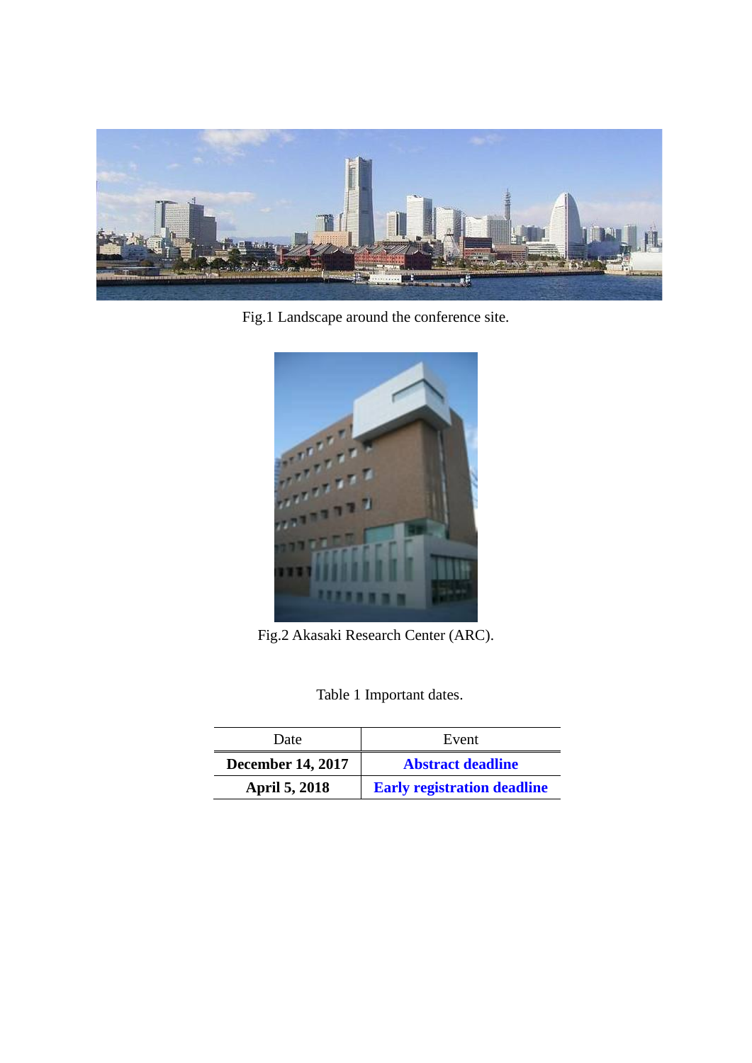Fig.1 Landscape around the conference site.

Fig.2 Akasaki Research Center (ARC).

Table 1 Important dates.

| Date | Event |
|---|---|
| **December 14, 2017** | **Abstract deadline** |
| **April 5, 2018** | **Early registration deadline** |